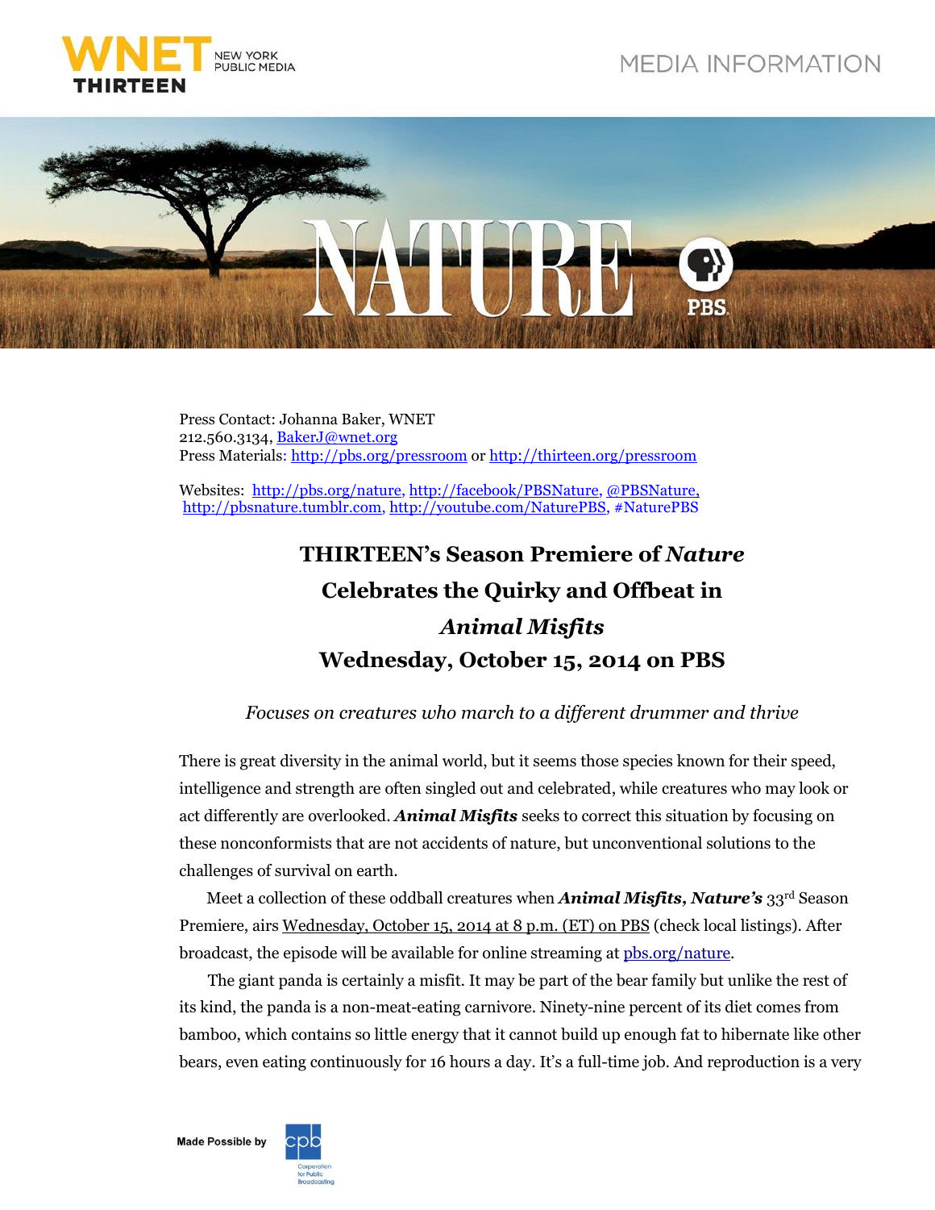WNET THIRTEEN NEW YORK PUBLIC MEDIA

MEDIA INFORMATION

NATURE PBS

Press Contact: Johanna Baker, WNET
212.560.3134, BakerJ@wnet.org
Press Materials: http://pbs.org/pressroom or http://thirteen.org/pressroom

Websites: http://pbs.org/nature, http://facebook/PBSNature, @PBSNature, http://pbsnature.tumblr.com, http://youtube.com/NaturePBS, #NaturePBS

# THIRTEEN's Season Premiere of *Nature* Celebrates the Quirky and Offbeat in *Animal Misfits* Wednesday, October 15, 2014 on PBS

*Focuses on creatures who march to a different drummer and thrive*

There is great diversity in the animal world, but it seems those species known for their speed, intelligence and strength are often singled out and celebrated, while creatures who may look or act differently are overlooked. ***Animal Misfits*** seeks to correct this situation by focusing on these nonconformists that are not accidents of nature, but unconventional solutions to the challenges of survival on earth.

Meet a collection of these oddball creatures when ***Animal Misfits, Nature's*** 33rd Season Premiere, airs Wednesday, October 15, 2014 at 8 p.m. (ET) on PBS (check local listings). After broadcast, the episode will be available for online streaming at pbs.org/nature.

The giant panda is certainly a misfit. It may be part of the bear family but unlike the rest of its kind, the panda is a non-meat-eating carnivore. Ninety-nine percent of its diet comes from bamboo, which contains so little energy that it cannot build up enough fat to hibernate like other bears, even eating continuously for 16 hours a day. It's a full-time job. And reproduction is a very

Made Possible by cpb Corporation for Public Broadcasting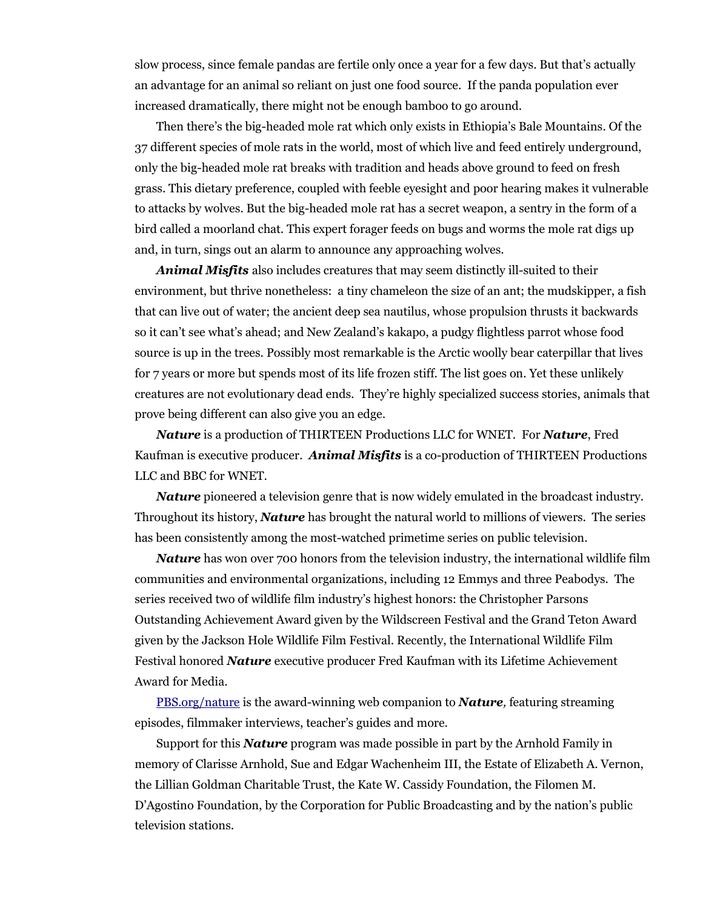slow process, since female pandas are fertile only once a year for a few days. But that's actually an advantage for an animal so reliant on just one food source. If the panda population ever increased dramatically, there might not be enough bamboo to go around.

Then there's the big-headed mole rat which only exists in Ethiopia's Bale Mountains. Of the 37 different species of mole rats in the world, most of which live and feed entirely underground, only the big-headed mole rat breaks with tradition and heads above ground to feed on fresh grass. This dietary preference, coupled with feeble eyesight and poor hearing makes it vulnerable to attacks by wolves. But the big-headed mole rat has a secret weapon, a sentry in the form of a bird called a moorland chat. This expert forager feeds on bugs and worms the mole rat digs up and, in turn, sings out an alarm to announce any approaching wolves.

***Animal Misfits*** also includes creatures that may seem distinctly ill-suited to their environment, but thrive nonetheless: a tiny chameleon the size of an ant; the mudskipper, a fish that can live out of water; the ancient deep sea nautilus, whose propulsion thrusts it backwards so it can't see what's ahead; and New Zealand's kakapo, a pudgy flightless parrot whose food source is up in the trees. Possibly most remarkable is the Arctic woolly bear caterpillar that lives for 7 years or more but spends most of its life frozen stiff. The list goes on. Yet these unlikely creatures are not evolutionary dead ends. They're highly specialized success stories, animals that prove being different can also give you an edge.

***Nature*** is a production of THIRTEEN Productions LLC for WNET. For ***Nature***, Fred Kaufman is executive producer. ***Animal Misfits*** is a co-production of THIRTEEN Productions LLC and BBC for WNET.

***Nature*** pioneered a television genre that is now widely emulated in the broadcast industry. Throughout its history, ***Nature*** has brought the natural world to millions of viewers. The series has been consistently among the most-watched primetime series on public television.

***Nature*** has won over 700 honors from the television industry, the international wildlife film communities and environmental organizations, including 12 Emmys and three Peabodys. The series received two of wildlife film industry's highest honors: the Christopher Parsons Outstanding Achievement Award given by the Wildscreen Festival and the Grand Teton Award given by the Jackson Hole Wildlife Film Festival. Recently, the International Wildlife Film Festival honored ***Nature*** executive producer Fred Kaufman with its Lifetime Achievement Award for Media.

[PBS.org/nature](PBS.org/nature) is the award-winning web companion to ***Nature,*** featuring streaming episodes, filmmaker interviews, teacher's guides and more.

Support for this ***Nature*** program was made possible in part by the Arnhold Family in memory of Clarisse Arnhold, Sue and Edgar Wachenheim III, the Estate of Elizabeth A. Vernon, the Lillian Goldman Charitable Trust, the Kate W. Cassidy Foundation, the Filomen M. D'Agostino Foundation, by the Corporation for Public Broadcasting and by the nation's public television stations.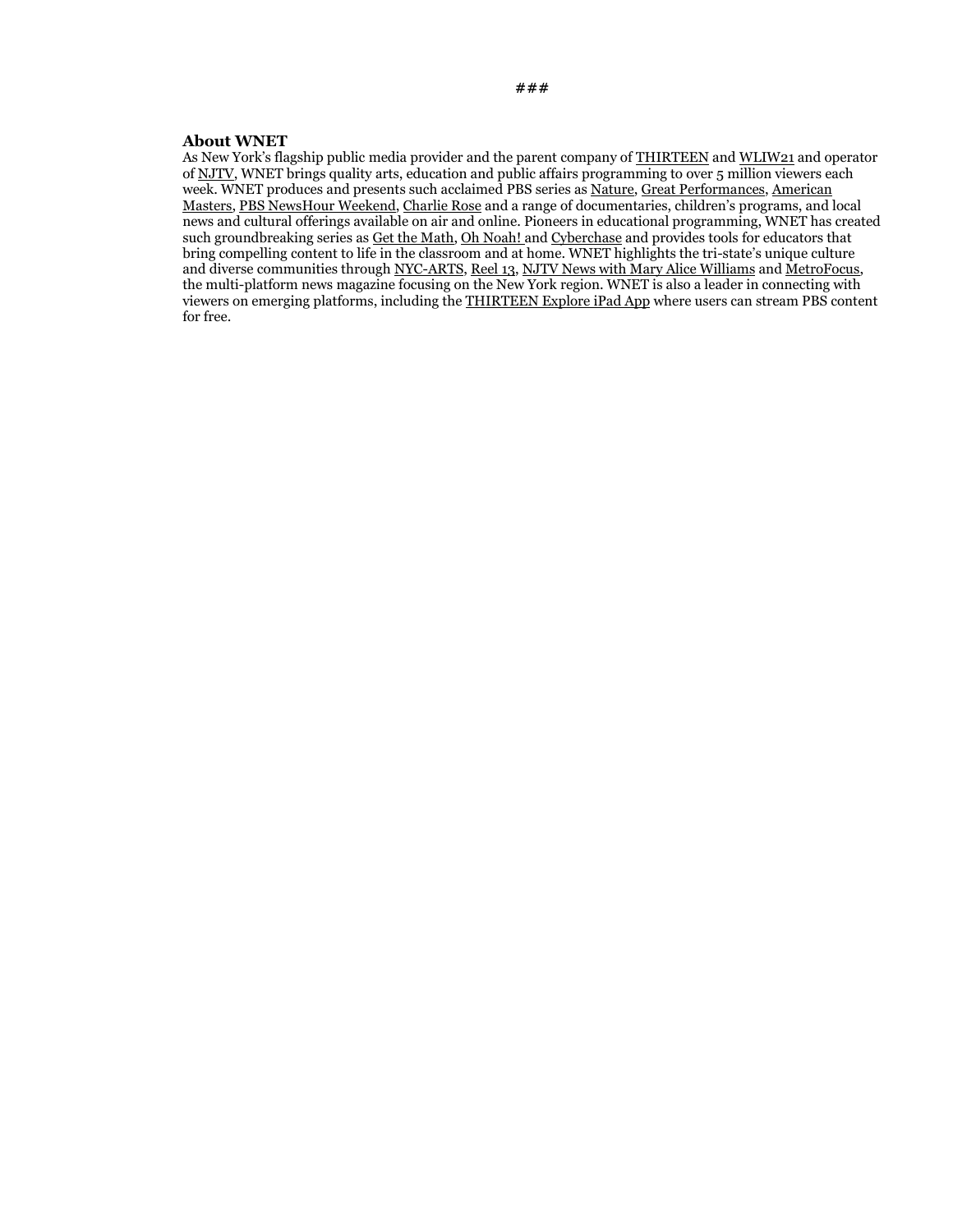###

**About WNET**

As New York's flagship public media provider and the parent company of THIRTEEN and WLIW21 and operator of NJTV, WNET brings quality arts, education and public affairs programming to over 5 million viewers each week. WNET produces and presents such acclaimed PBS series as Nature, Great Performances, American Masters, PBS NewsHour Weekend, Charlie Rose and a range of documentaries, children's programs, and local news and cultural offerings available on air and online. Pioneers in educational programming, WNET has created such groundbreaking series as Get the Math, Oh Noah! and Cyberchase and provides tools for educators that bring compelling content to life in the classroom and at home. WNET highlights the tri-state's unique culture and diverse communities through NYC-ARTS, Reel 13, NJTV News with Mary Alice Williams and MetroFocus, the multi-platform news magazine focusing on the New York region. WNET is also a leader in connecting with viewers on emerging platforms, including the THIRTEEN Explore iPad App where users can stream PBS content for free.